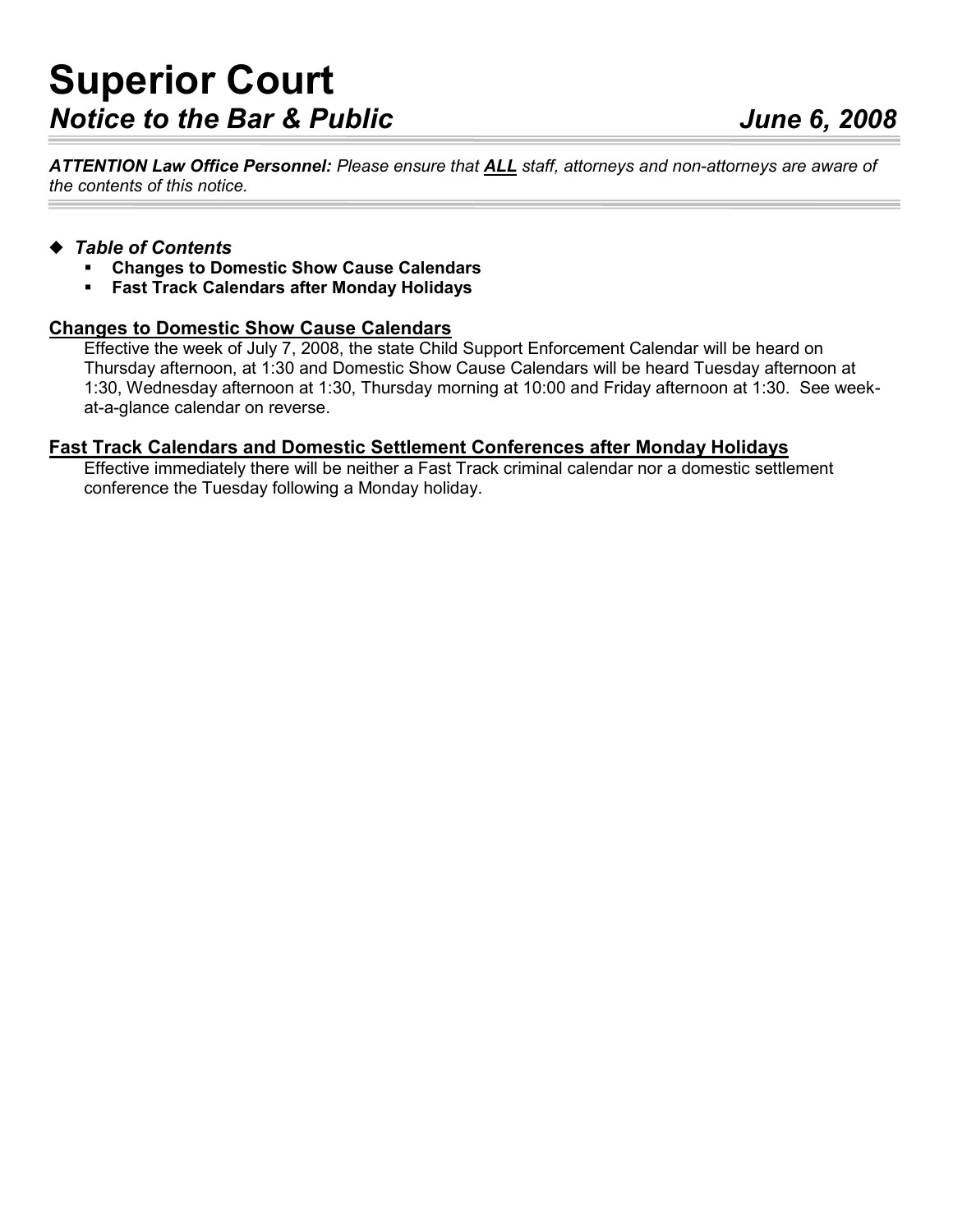# Superior Court

## *Notice to the Bar & Public* *June 6, 2008*

***ATTENTION Law Office Personnel:** Please ensure that **ALL** staff, attorneys and non-attorneys are aware of the contents of this notice.*

### ◆ *Table of Contents*

- **Changes to Domestic Show Cause Calendars**
- **Fast Track Calendars after Monday Holidays**

### Changes to Domestic Show Cause Calendars

Effective the week of July 7, 2008, the state Child Support Enforcement Calendar will be heard on Thursday afternoon, at 1:30 and Domestic Show Cause Calendars will be heard Tuesday afternoon at 1:30, Wednesday afternoon at 1:30, Thursday morning at 10:00 and Friday afternoon at 1:30. See week-at-a-glance calendar on reverse.

### Fast Track Calendars and Domestic Settlement Conferences after Monday Holidays

Effective immediately there will be neither a Fast Track criminal calendar nor a domestic settlement conference the Tuesday following a Monday holiday.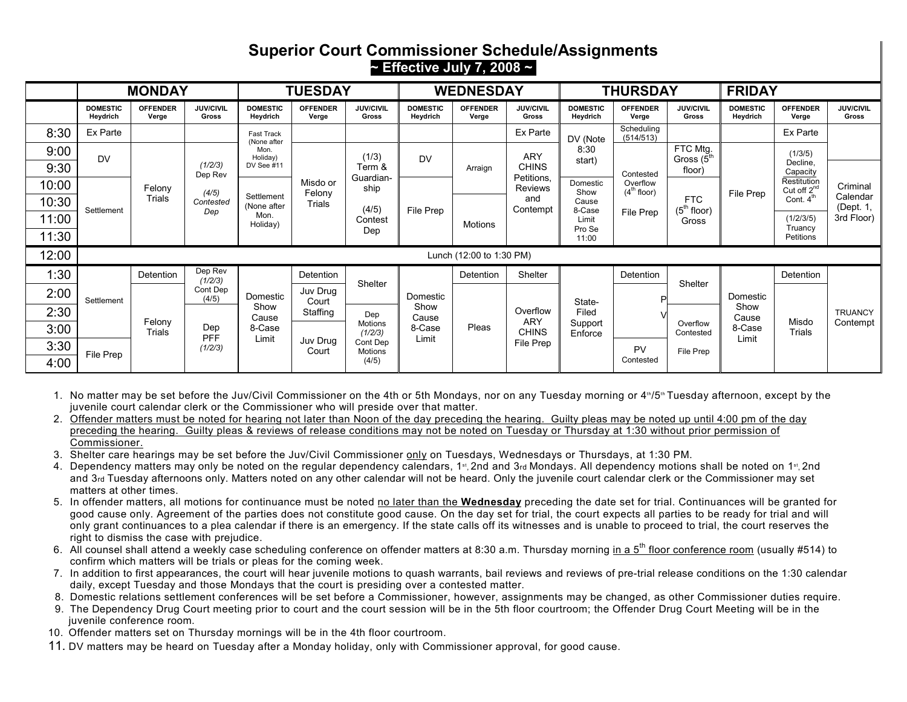# Superior Court Commissioner Schedule/Assignments

**~ Effective July 7, 2008 ~**

| | MONDAY | | | TUESDAY | | | WEDNESDAY | | | THURSDAY | | | FRIDAY | | |
|---|---|---|---|---|---|---|---|---|---|---|---|---|---|---|---|
| | DOMESTIC Heydrich | OFFENDER Verge | JUV/CIVIL Gross | DOMESTIC Heydrich | OFFENDER Verge | JUV/CIVIL Gross | DOMESTIC Heydrich | OFFENDER Verge | JUV/CIVIL Gross | DOMESTIC Heydrich | OFFENDER Verge | JUV/CIVIL Gross | DOMESTIC Heydrich | OFFENDER Verge | JUV/CIVIL Gross |
| 8:30 | Ex Parte | | | Fast Track (None after Mon. Holiday) DV See #11 | | | | | Ex Parte | DV (Note 8:30 start) | Scheduling (514/513) | | | Ex Parte | |
| 9:00 | DV | Felony Trials | (1/2/3) Dep Rev (4/5) Contested Dep | | Misdo or Felony Trials | (1/3) Term & Guardian-ship (4/5) Contest Dep | DV | Arraign | ARY CHINS Petitions, Reviews and Contempt | | Contested Overflow (4th floor) File Prep | FTC Mtg. Gross (5th floor) | File Prep | (1/3/5) Decline, Capacity Restitution Cut off 2nd Cont. 4th | |
| 9:30 | | | | | | | | | | | | | | | Criminal Calendar (Dept. 1, 3rd Floor) |
| 10:00 | Settlement | | | Settlement (None after Mon. Holiday) | | | File Prep | | | Domestic Show Cause 8-Case Limit Pro Se 11:00 | | FTC (5th floor) Gross | | | |
| 10:30 | | | | | | | | Motions | | | | | | | |
| 11:00 | | | | | | | | | | | | | | (1/2/3/5) Truancy Petitions | |
| 11:30 | | | | | | | | | | | | | | | |
| 12:00 | Lunch (12:00 to 1:30 PM) | | | | | | | | | | | | | | |
| 1:30 | Settlement | Detention | Dep Rev (1/2/3) Cont Dep (4/5) | Domestic Show Cause 8-Case Limit | Detention | Shelter | Domestic Show Cause 8-Case Limit | Detention | Shelter | State-Filed Support Enforce | Detention | Shelter | Domestic Show Cause 8-Case Limit | Detention | TRUANCY Contempt |
| 2:00 | | Felony Trials | | | Juv Drug Court Staffing | | | Pleas | Overflow ARY CHINS File Prep | | PV | | | Misdo Trials | |
| 2:30 | | | Dep PFF (1/2/3) | | | Dep Motions (1/2/3) Cont Dep Motions (4/5) | | | | | | Overflow Contested File Prep | | | |
| 3:00 | | | | | Juv Drug Court | | | | | | | | | | |
| 3:30 | File Prep | | | | | | | | | | PV Contested | | | | |
| 4:00 | | | | | | | | | | | | | | | |

1. No matter may be set before the Juv/Civil Commissioner on the 4th or 5th Mondays, nor on any Tuesday morning or 4th/5th Tuesday afternoon, except by the juvenile court calendar clerk or the Commissioner who will preside over that matter.
2. Offender matters must be noted for hearing not later than Noon of the day preceding the hearing. Guilty pleas may be noted up until 4:00 pm of the day preceding the hearing. Guilty pleas & reviews of release conditions may not be noted on Tuesday or Thursday at 1:30 without prior permission of Commissioner.
3. Shelter care hearings may be set before the Juv/Civil Commissioner only on Tuesdays, Wednesdays or Thursdays, at 1:30 PM.
4. Dependency matters may only be noted on the regular dependency calendars, 1st, 2nd and 3rd Mondays. All dependency motions shall be noted on 1st, 2nd and 3rd Tuesday afternoons only. Matters noted on any other calendar will not be heard. Only the juvenile court calendar clerk or the Commissioner may set matters at other times.
5. In offender matters, all motions for continuance must be noted no later than the **Wednesday** preceding the date set for trial. Continuances will be granted for good cause only. Agreement of the parties does not constitute good cause. On the day set for trial, the court expects all parties to be ready for trial and will only grant continuances to a plea calendar if there is an emergency. If the state calls off its witnesses and is unable to proceed to trial, the court reserves the right to dismiss the case with prejudice.
6. All counsel shall attend a weekly case scheduling conference on offender matters at 8:30 a.m. Thursday morning in a 5th floor conference room (usually #514) to confirm which matters will be trials or pleas for the coming week.
7. In addition to first appearances, the court will hear juvenile motions to quash warrants, bail reviews and reviews of pre-trial release conditions on the 1:30 calendar daily, except Tuesday and those Mondays that the court is presiding over a contested matter.
8. Domestic relations settlement conferences will be set before a Commissioner, however, assignments may be changed, as other Commissioner duties require.
9. The Dependency Drug Court meeting prior to court and the court session will be in the 5th floor courtroom; the Offender Drug Court Meeting will be in the juvenile conference room.
10. Offender matters set on Thursday mornings will be in the 4th floor courtroom.
11. DV matters may be heard on Tuesday after a Monday holiday, only with Commissioner approval, for good cause.